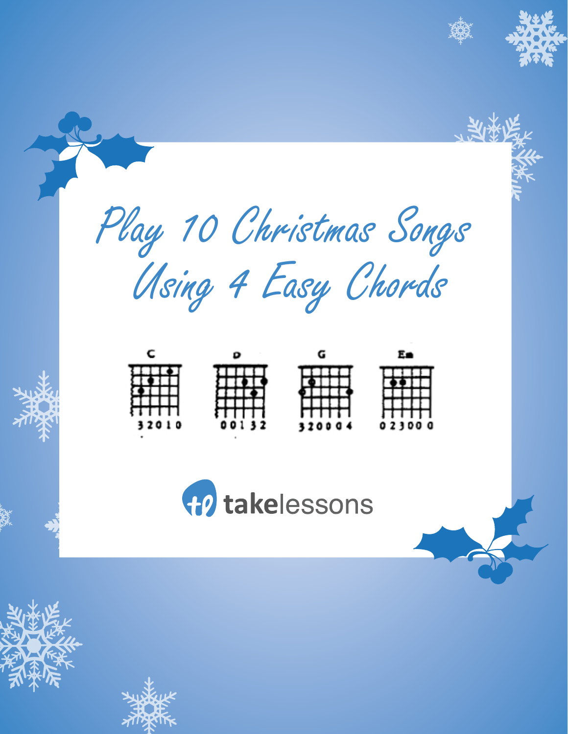# Play 10 Christmas Songs Using 4 Easy Chords

C

3 2 0 1 0

D

0 0 1 3 2

G

3 2 0 0 0 4

Em

0 2 3 0 0 0

takelessons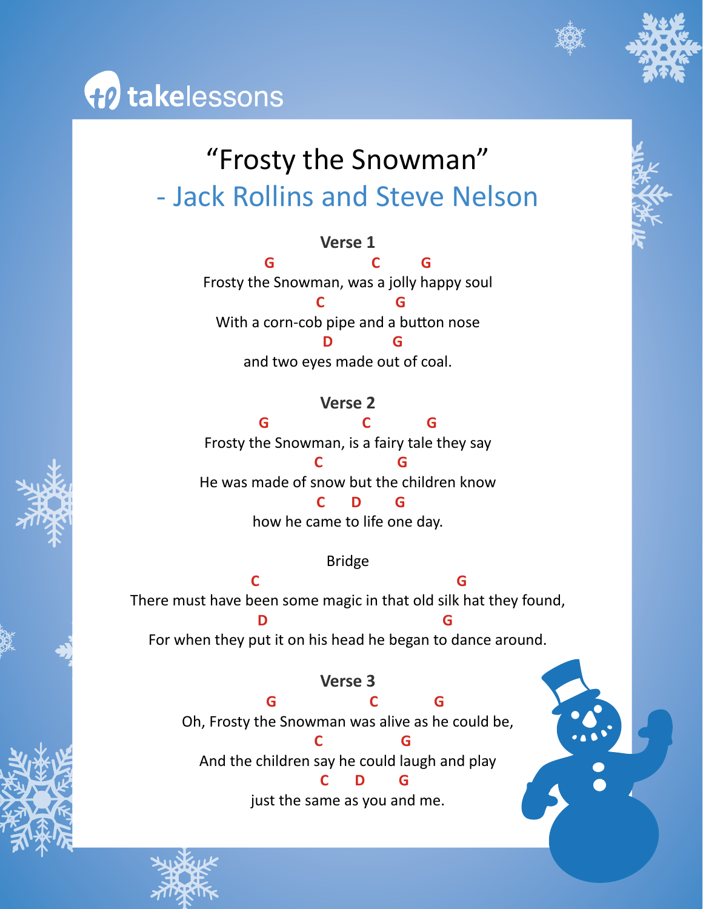takelessons

# "Frosty the Snowman"

## - Jack Rollins and Steve Nelson

**Verse 1**

```
       G                  C        G
Frosty the Snowman, was a jolly happy soul
                C              G
With a corn-cob pipe and a button nose
              D            G
and two eyes made out of coal.
```

**Verse 2**

```
      G                C           G
Frosty the Snowman, is a fairy tale they say
                    C             G
He was made of snow but the children know
             C     D       G
how he came to life one day.
```

Bridge

```
              C                                   G
There must have been some magic in that old silk hat they found,
                D                              G
For when they put it on his head he began to dance around.
```

**Verse 3**

```
          G                 C          G
Oh, Frosty the Snowman was alive as he could be,
                 C                 G
And the children say he could laugh and play
                C     D       G
just the same as you and me.
```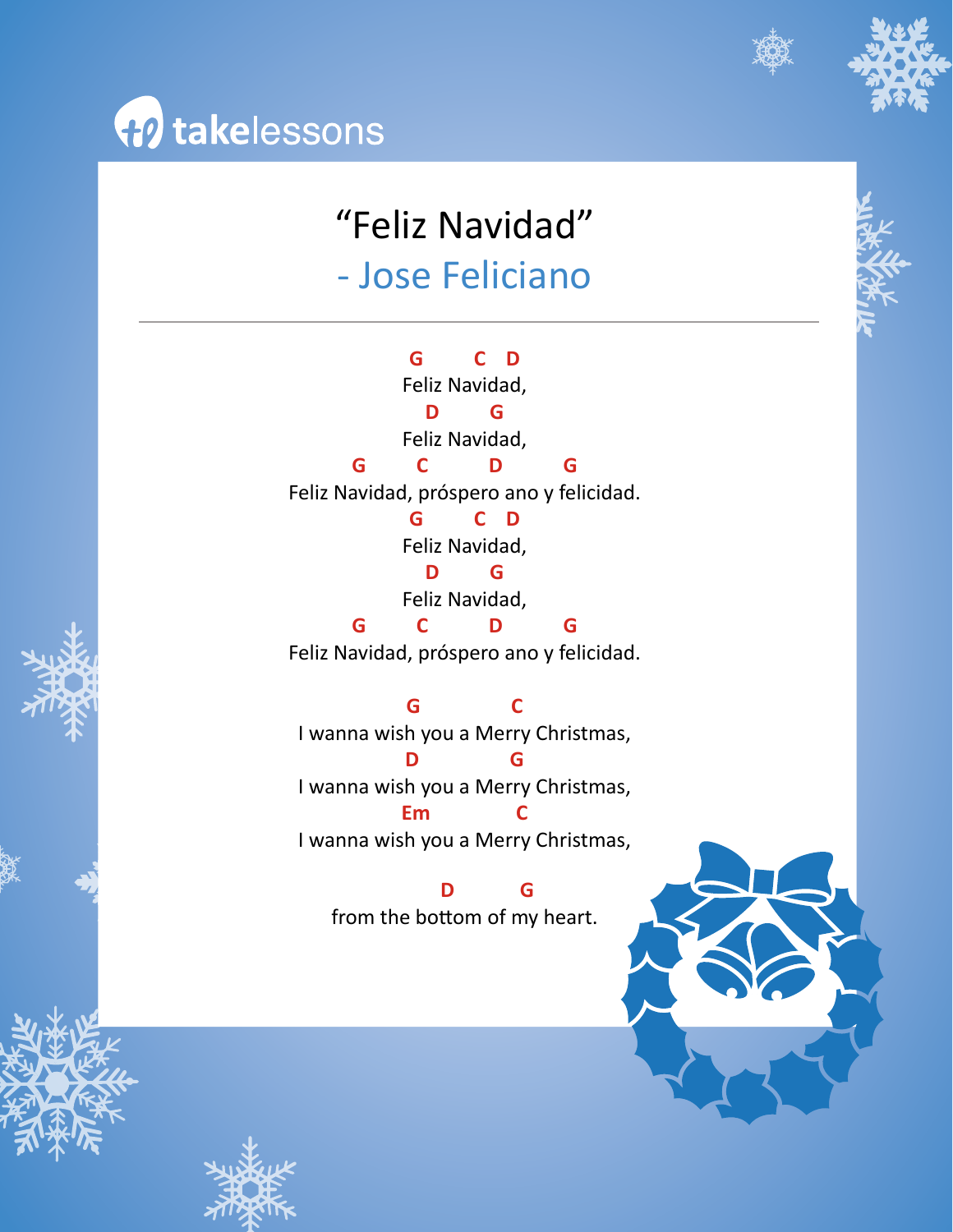# "Feliz Navidad"

## - Jose Feliciano

---

```
G        C   D
Feliz Navidad,
   D       G
Feliz Navidad,
G        C         D         G
Feliz Navidad, próspero ano y felicidad.
G        C   D
Feliz Navidad,
   D       G
Feliz Navidad,
G        C         D         G
Feliz Navidad, próspero ano y felicidad.

             G              C
I wanna wish you a Merry Christmas,
             D              G
I wanna wish you a Merry Christmas,
             Em             C
I wanna wish you a Merry Christmas,

                D        G
from the bottom of my heart.
```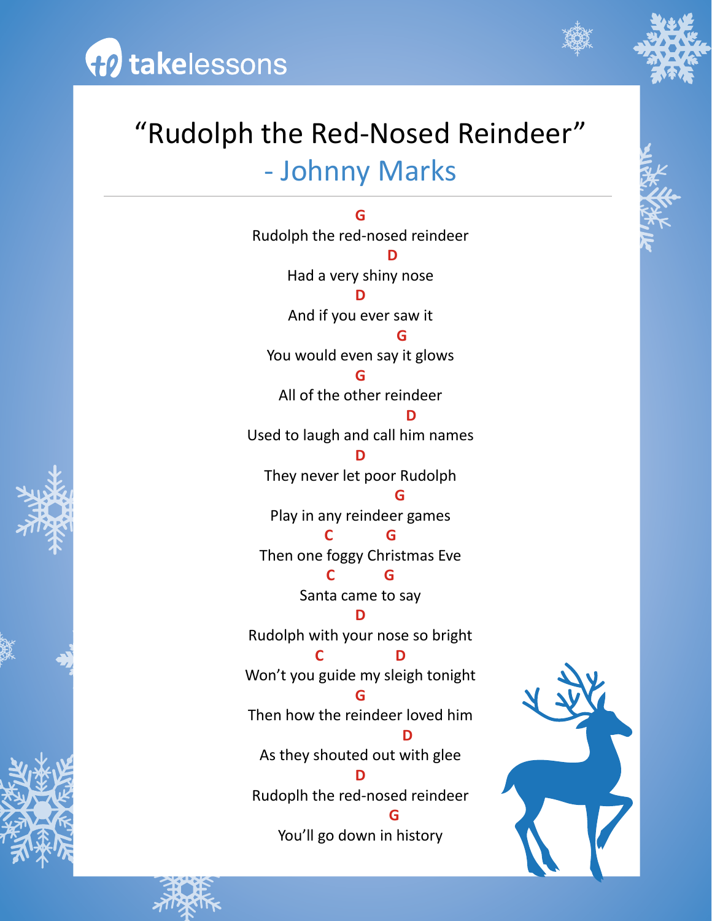# "Rudolph the Red-Nosed Reindeer"

## - Johnny Marks

**G**
Rudolph the red-nosed reindeer
**D**
Had a very shiny nose
**D**
And if you ever saw it
**G**
You would even say it glows
**G**
All of the other reindeer
**D**
Used to laugh and call him names
**D**
They never let poor Rudolph
**G**
Play in any reindeer games
**C** **G**
Then one foggy Christmas Eve
**C** **G**
Santa came to say
**D**
Rudolph with your nose so bright
**C** **D**
Won't you guide my sleigh tonight
**G**
Then how the reindeer loved him
**D**
As they shouted out with glee
**D**
Rudoplh the red-nosed reindeer
**G**
You'll go down in history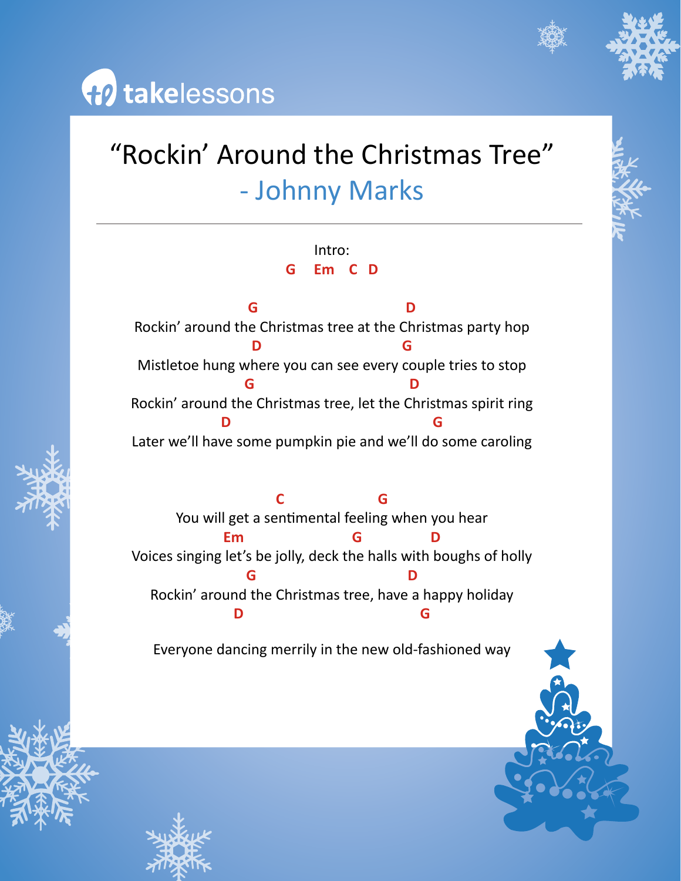takelessons

# "Rockin' Around the Christmas Tree"

## - Johnny Marks

---

Intro:

G Em C D

```
                G                         D
Rockin' around the Christmas tree at the Christmas party hop
                 D                        G
Mistletoe hung where you can see every couple tries to stop
                G                          D
Rockin' around the Christmas tree, let the Christmas spirit ring
              D                                G
Later we'll have some pumpkin pie and we'll do some caroling


                     C                G
      You will get a sentimental feeling when you hear
              Em                 G            D
Voices singing let's be jolly, deck the halls with boughs of holly
                G                         D
   Rockin' around the Christmas tree, have a happy holiday
                D                            G

   Everyone dancing merrily in the new old-fashioned way
```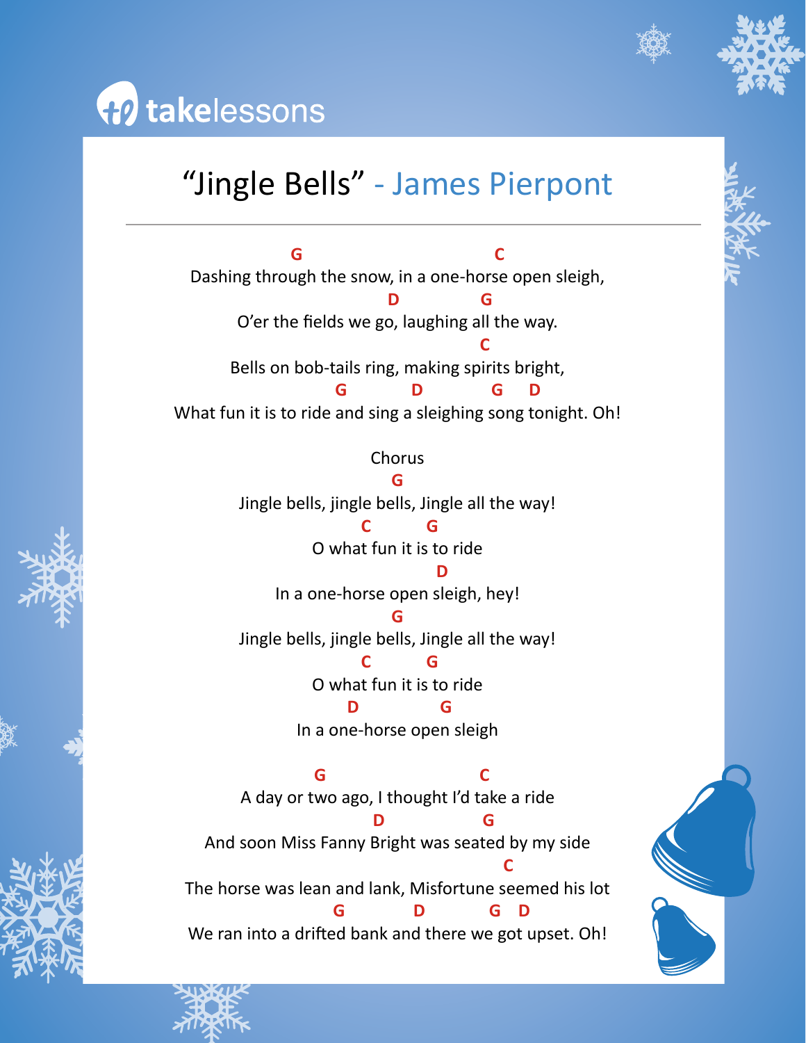# "Jingle Bells" - James Pierpont

```
              G                          C
Dashing through the snow, in a one-horse open sleigh,
                         D            G
O'er the fields we go, laughing all the way.
                                        C
Bells on bob-tails ring, making spirits bright,
             G          D          G    D
What fun it is to ride and sing a sleighing song tonight. Oh!
```

Chorus

```
                  G
Jingle bells, jingle bells, Jingle all the way!
         C        G
O what fun it is to ride
                          D
In a one-horse open sleigh, hey!
                  G
Jingle bells, jingle bells, Jingle all the way!
         C        G
O what fun it is to ride
       D            G
In a one-horse open sleigh
```

```
          G                     C
A day or two ago, I thought I'd take a ride
                      D           G
And soon Miss Fanny Bright was seated by my side
                                              C
The horse was lean and lank, Misfortune seemed his lot
               G          D           G   D
We ran into a drifted bank and there we got upset. Oh!
```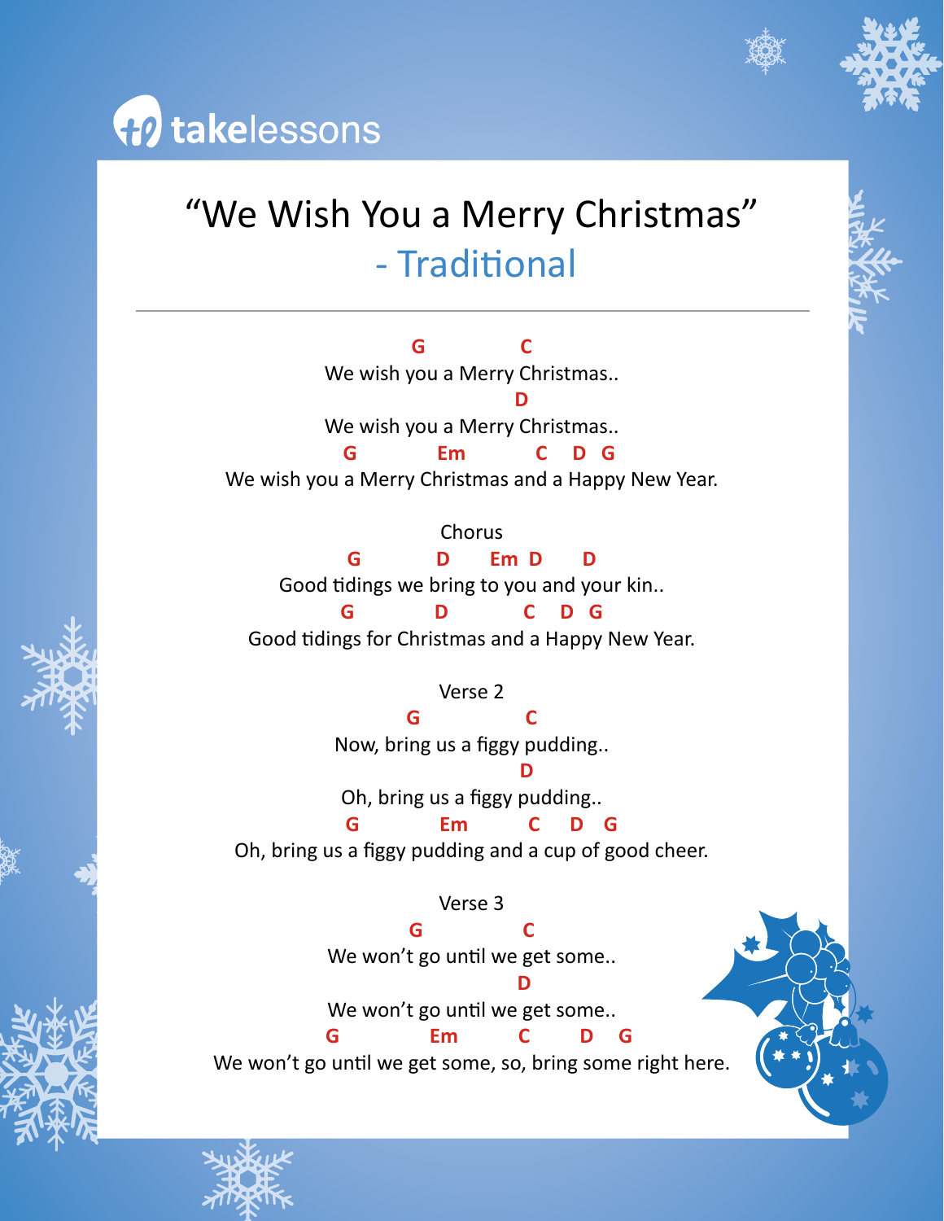# "We Wish You a Merry Christmas"

## - Traditional

---

```
                 G                C
        We wish you a Merry Christmas..
                                 D
        We wish you a Merry Christmas..
        G          Em           C    D  G
We wish you a Merry Christmas and a Happy New Year.
```

Chorus

```
            G           D       Em  D       D
        Good tidings we bring to you and your kin..
            G           D             C    D  G
    Good tidings for Christmas and a Happy New Year.
```

Verse 2

```
             G                C
        Now, bring us a figgy pudding..
                                  D
        Oh, bring us a figgy pudding..
           G           Em          C      D    G
Oh, bring us a figgy pudding and a cup of good cheer.
```

Verse 3

```
               G                C
        We won't go until we get some..
                                   D
        We won't go until we get some..
           G             Em          C         D    G
We won't go until we get some, so, bring some right here.
```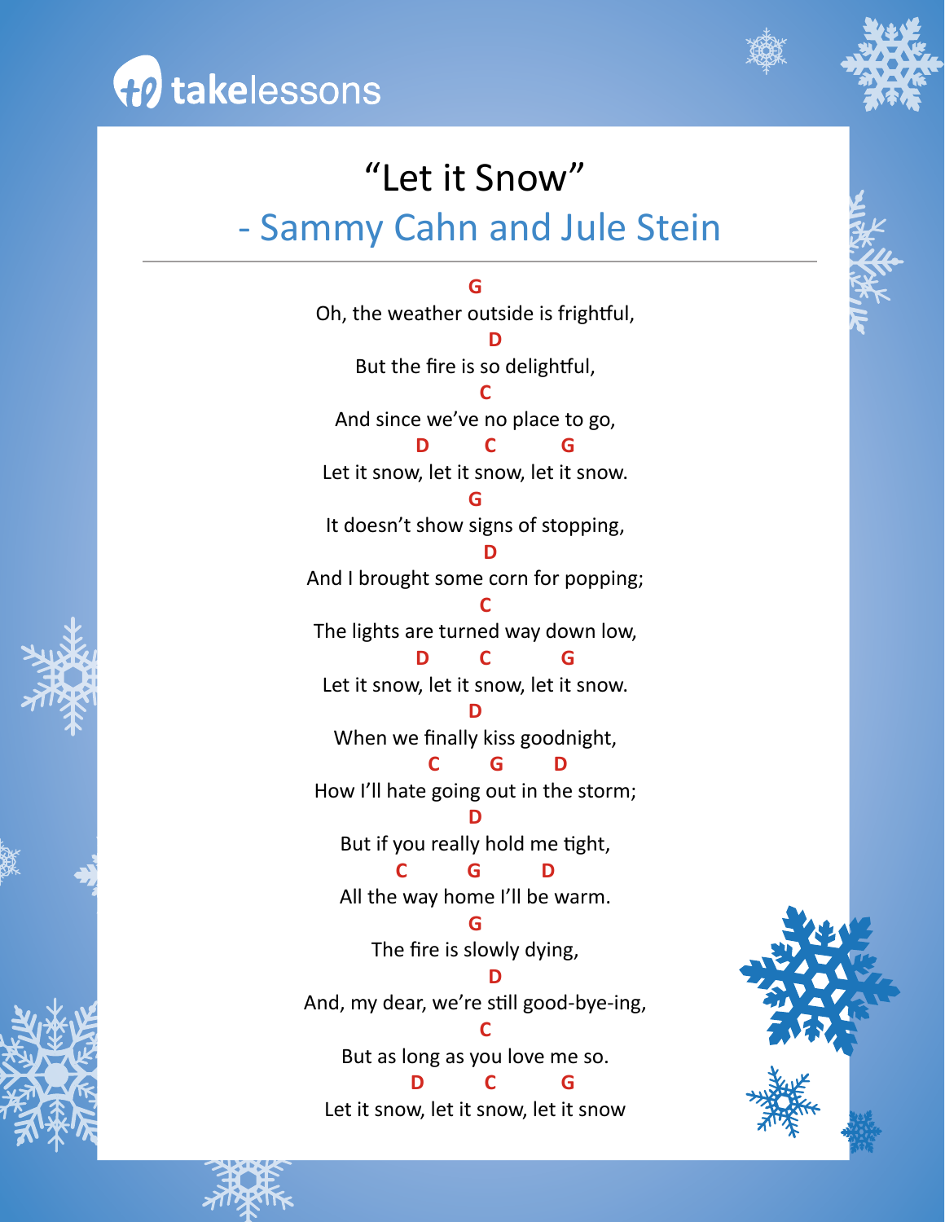# "Let it Snow"

## - Sammy Cahn and Jule Stein

```
                    G
Oh, the weather outside is frightful,
                     D
But the fire is so delightful,
                    C
And since we've no place to go,
          D        C         G
Let it snow, let it snow, let it snow.
                    G
It doesn't show signs of stopping,
                     D
And I brought some corn for popping;
                    C
The lights are turned way down low,
          D        C         G
Let it snow, let it snow, let it snow.
                    D
When we finally kiss goodnight,
              C       G       D
How I'll hate going out in the storm;
                    D
But if you really hold me tight,
             C       G       D
All the way home I'll be warm.
                    G
The fire is slowly dying,
                     D
And, my dear, we're still good-bye-ing,
                    C
But as long as you love me so.
          D        C         G
Let it snow, let it snow, let it snow
```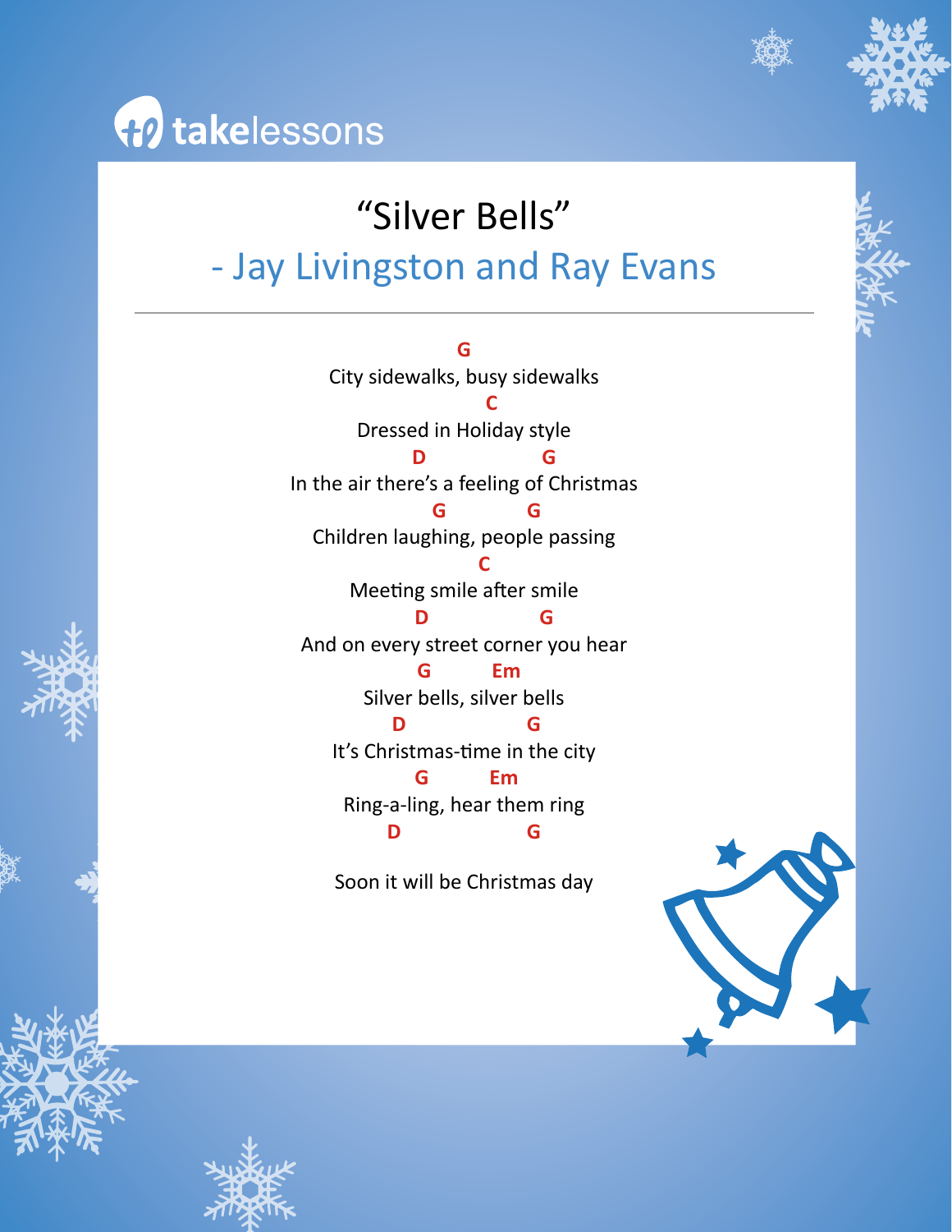takelessons

# "Silver Bells"

## - Jay Livingston and Ray Evans

```
              G
City sidewalks, busy sidewalks
                 C
    Dressed in Holiday style
           D                G
In the air there's a feeling of Christmas
              G            G
Children laughing, people passing
                  C
   Meeting smile after smile
           D                G
And on every street corner you hear
             G        Em
     Silver bells, silver bells
          D              G
  It's Christmas-time in the city
            G         Em
   Ring-a-ling, hear them ring
          D              G

  Soon it will be Christmas day
```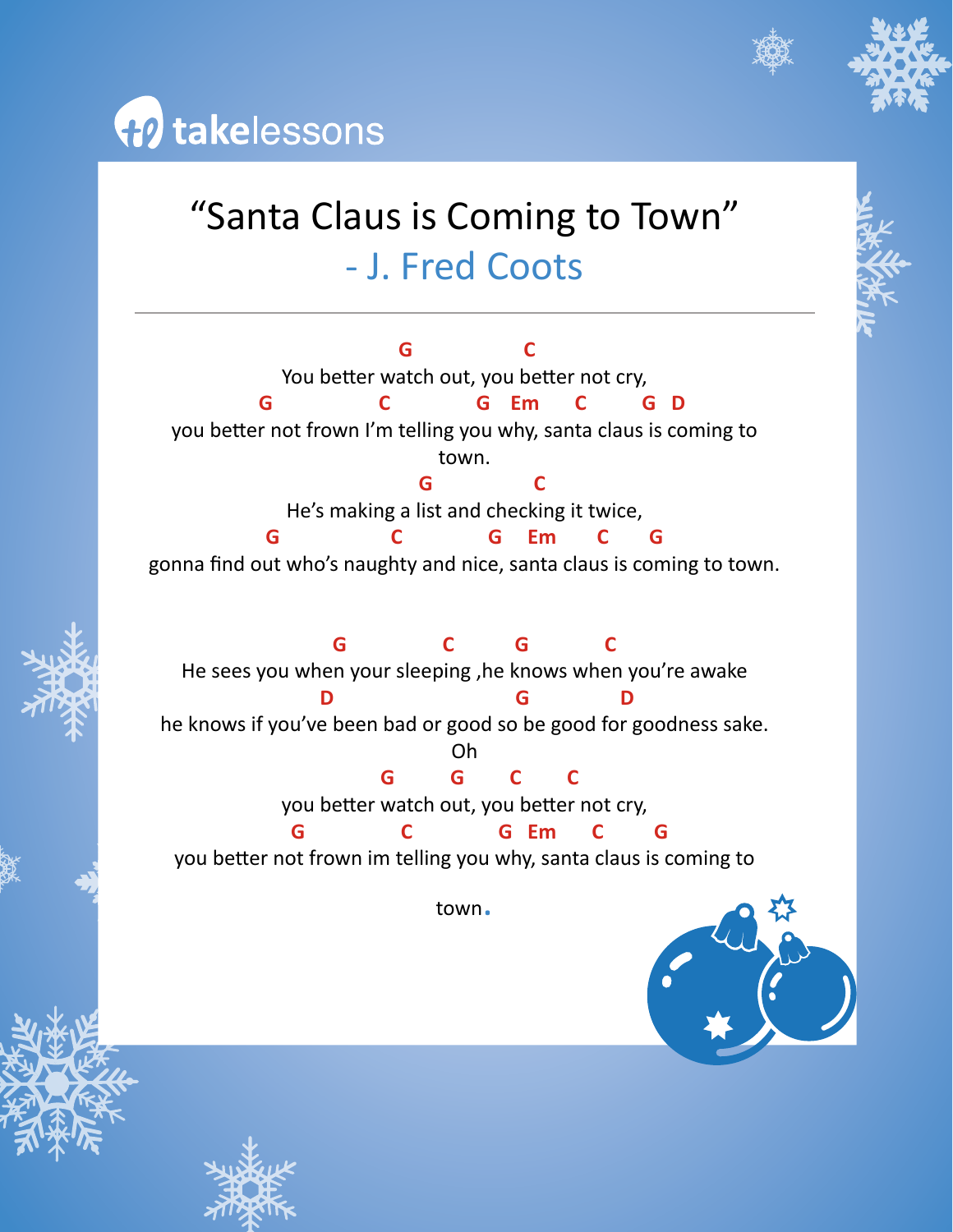takelessons

# "Santa Claus is Coming to Town"

## - J. Fred Coots

```
                              G                C
               You better watch out, you better not cry,
             G                C            G   Em     C       G  D
you better not frown I'm telling you why, santa claus is coming to
                                   town.
                                 G              C
                He's making a list and checking it twice,
             G                C             G    Em      C      G
gonna find out who's naughty and nice, santa claus is coming to town.


                       G             C        G            C
        He sees you when your sleeping ,he knows when you're awake
                        D                        G             D
     he knows if you've been bad or good so be good for goodness sake.
                                    Oh
                           G        G       C       C
               you better watch out, you better not cry,
              G               C            G   Em     C       G
 you better not frown im telling you why, santa claus is coming to

                                   town.
```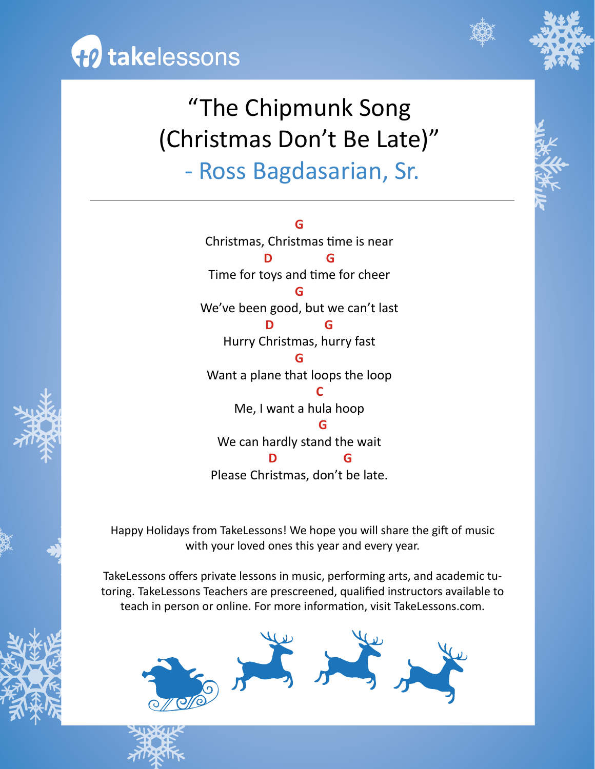# "The Chipmunk Song (Christmas Don't Be Late)"

## - Ross Bagdasarian, Sr.

---

```
          G
Christmas, Christmas time is near
          D          G
Time for toys and time for cheer
          G
We've been good, but we can't last
        D          G
Hurry Christmas, hurry fast
          G
Want a plane that loops the loop
            C
Me, I want a hula hoop
            G
We can hardly stand the wait
        D          G
Please Christmas, don't be late.
```

Happy Holidays from TakeLessons! We hope you will share the gift of music with your loved ones this year and every year.

TakeLessons offers private lessons in music, performing arts, and academic tutoring. TakeLessons Teachers are prescreened, qualified instructors available to teach in person or online. For more information, visit TakeLessons.com.